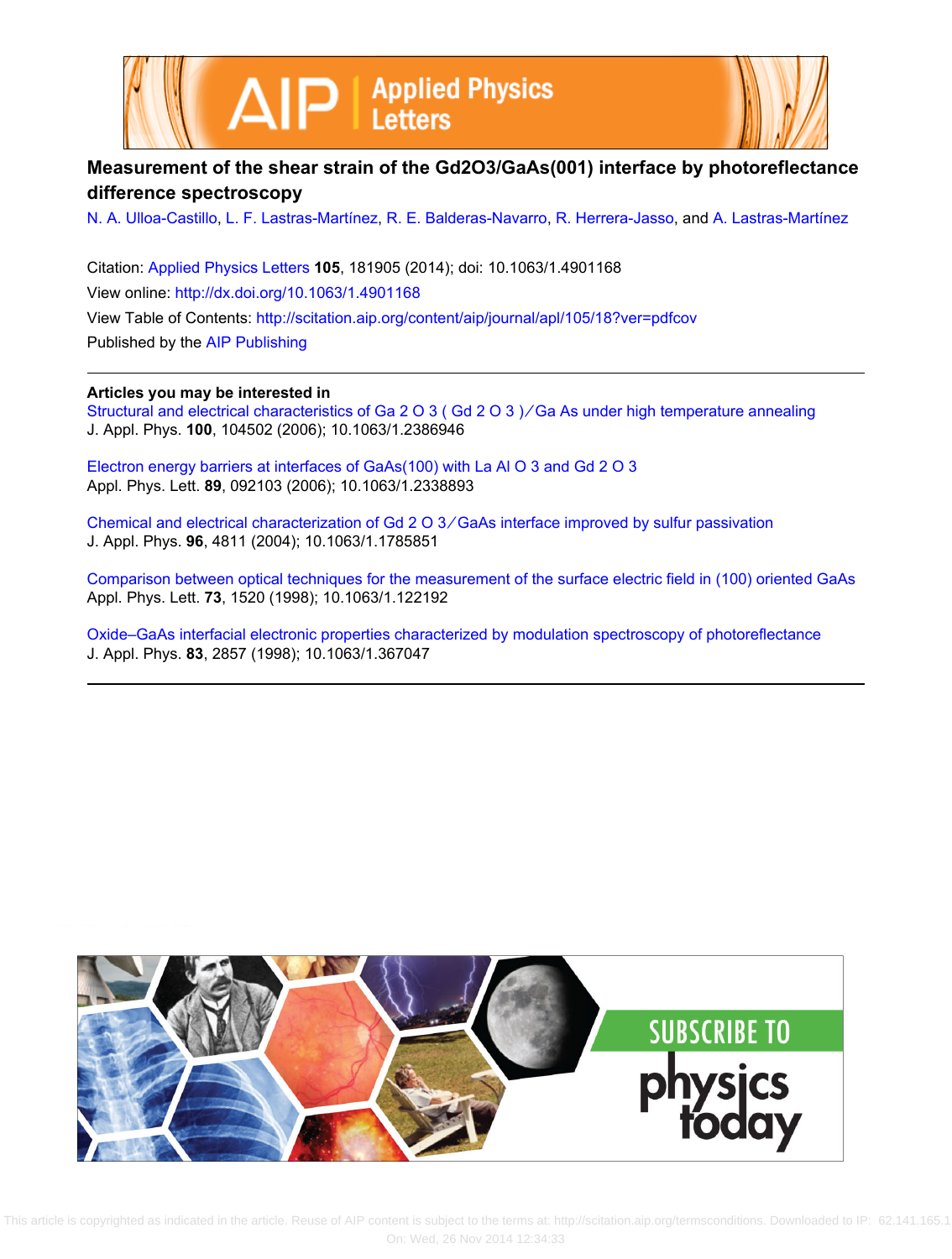# Measurement of the shear strain of the Gd2O3/GaAs(001) interface by photoreflectance difference spectroscopy

N. A. Ulloa-Castillo, L. F. Lastras-Martínez, R. E. Balderas-Navarro, R. Herrera-Jasso, and A. Lastras-Martínez

Citation: Applied Physics Letters **105**, 181905 (2014); doi: 10.1063/1.4901168

View online: http://dx.doi.org/10.1063/1.4901168

View Table of Contents: http://scitation.aip.org/content/aip/journal/apl/105/18?ver=pdfcov

Published by the AIP Publishing

---

**Articles you may be interested in**

Structural and electrical characteristics of Ga 2 O 3 ( Gd 2 O 3 )∕Ga As under high temperature annealing
J. Appl. Phys. **100**, 104502 (2006); 10.1063/1.2386946

Electron energy barriers at interfaces of GaAs(100) with La Al O 3 and Gd 2 O 3
Appl. Phys. Lett. **89**, 092103 (2006); 10.1063/1.2338893

Chemical and electrical characterization of Gd 2 O 3∕GaAs interface improved by sulfur passivation
J. Appl. Phys. **96**, 4811 (2004); 10.1063/1.1785851

Comparison between optical techniques for the measurement of the surface electric field in (100) oriented GaAs
Appl. Phys. Lett. **73**, 1520 (1998); 10.1063/1.122192

Oxide–GaAs interfacial electronic properties characterized by modulation spectroscopy of photoreflectance
J. Appl. Phys. **83**, 2857 (1998); 10.1063/1.367047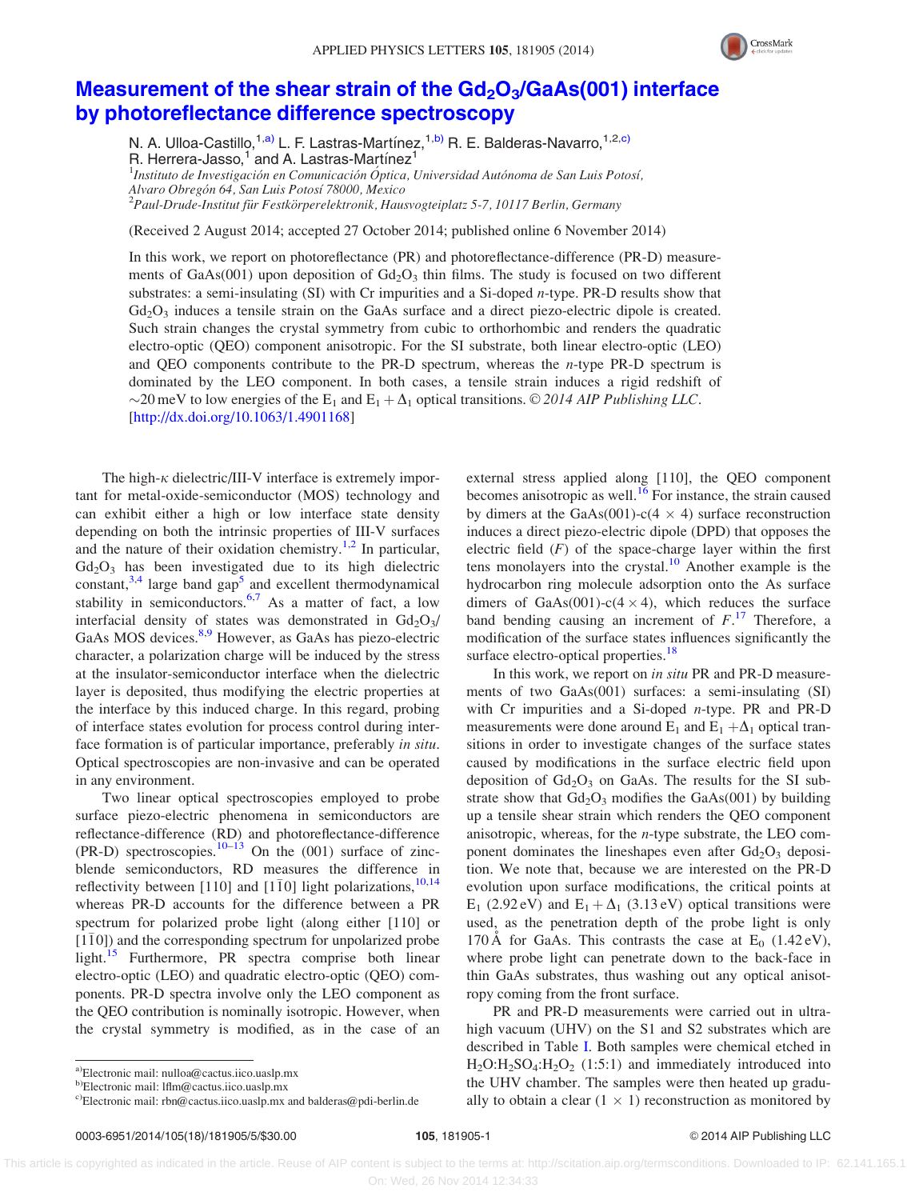# Measurement of the shear strain of the $Gd_2O_3$/GaAs(001) interface by photoreflectance difference spectroscopy

N. A. Ulloa-Castillo,[1,a)] L. F. Lastras-Martínez,[1,b)] R. E. Balderas-Navarro,[1,2,c)] R. Herrera-Jasso,[1] and A. Lastras-Martínez[1]

[1]*Instituto de Investigación en Comunicación Óptica, Universidad Autónoma de San Luis Potosí, Alvaro Obregón 64, San Luis Potosí 78000, Mexico*

[2]*Paul-Drude-Institut für Festkörperelektronik, Hausvogteiplatz 5-7, 10117 Berlin, Germany*

(Received 2 August 2014; accepted 27 October 2014; published online 6 November 2014)

In this work, we report on photoreflectance (PR) and photoreflectance-difference (PR-D) measurements of GaAs(001) upon deposition of $Gd_2O_3$ thin films. The study is focused on two different substrates: a semi-insulating (SI) with Cr impurities and a Si-doped *n*-type. PR-D results show that $Gd_2O_3$ induces a tensile strain on the GaAs surface and a direct piezo-electric dipole is created. Such strain changes the crystal symmetry from cubic to orthorhombic and renders the quadratic electro-optic (QEO) component anisotropic. For the SI substrate, both linear electro-optic (LEO) and QEO components contribute to the PR-D spectrum, whereas the *n*-type PR-D spectrum is dominated by the LEO component. In both cases, a tensile strain induces a rigid redshift of ~20 meV to low energies of the $E_1$ and $E_1 + \Delta_1$ optical transitions. © *2014 AIP Publishing LLC*. [http://dx.doi.org/10.1063/1.4901168]

The high-$\kappa$ dielectric/III-V interface is extremely important for metal-oxide-semiconductor (MOS) technology and can exhibit either a high or low interface state density depending on both the intrinsic properties of III-V surfaces and the nature of their oxidation chemistry.[1,2] In particular, $Gd_2O_3$ has been investigated due to its high dielectric constant,[3,4] large band gap[5] and excellent thermodynamical stability in semiconductors.[6,7] As a matter of fact, a low interfacial density of states was demonstrated in $Gd_2O_3$/GaAs MOS devices.[8,9] However, as GaAs has piezo-electric character, a polarization charge will be induced by the stress at the insulator-semiconductor interface when the dielectric layer is deposited, thus modifying the electric properties at the interface by this induced charge. In this regard, probing of interface states evolution for process control during interface formation is of particular importance, preferably *in situ*. Optical spectroscopies are non-invasive and can be operated in any environment.

Two linear optical spectroscopies employed to probe surface piezo-electric phenomena in semiconductors are reflectance-difference (RD) and photoreflectance-difference (PR-D) spectroscopies.[10–13] On the (001) surface of zinc-blende semiconductors, RD measures the difference in reflectivity between [110] and [1$\bar{1}$0] light polarizations,[10,14] whereas PR-D accounts for the difference between a PR spectrum for polarized probe light (along either [110] or [1$\bar{1}$0]) and the corresponding spectrum for unpolarized probe light.[15] Furthermore, PR spectra comprise both linear electro-optic (LEO) and quadratic electro-optic (QEO) components. PR-D spectra involve only the LEO component as the QEO contribution is nominally isotropic. However, when the crystal symmetry is modified, as in the case of an external stress applied along [110], the QEO component becomes anisotropic as well.[16] For instance, the strain caused by dimers at the GaAs(001)-c(4 × 4) surface reconstruction induces a direct piezo-electric dipole (DPD) that opposes the electric field ($F$) of the space-charge layer within the first tens monolayers into the crystal.[10] Another example is the hydrocarbon ring molecule adsorption onto the As surface dimers of GaAs(001)-c(4 × 4), which reduces the surface band bending causing an increment of $F$.[17] Therefore, a modification of the surface states influences significantly the surface electro-optical properties.[18]

In this work, we report on *in situ* PR and PR-D measurements of two GaAs(001) surfaces: a semi-insulating (SI) with Cr impurities and a Si-doped *n*-type. PR and PR-D measurements were done around $E_1$ and $E_1 + \Delta_1$ optical transitions in order to investigate changes of the surface states caused by modifications in the surface electric field upon deposition of $Gd_2O_3$ on GaAs. The results for the SI substrate show that $Gd_2O_3$ modifies the GaAs(001) by building up a tensile shear strain which renders the QEO component anisotropic, whereas, for the *n*-type substrate, the LEO component dominates the lineshapes even after $Gd_2O_3$ deposition. We note that, because we are interested on the PR-D evolution upon surface modifications, the critical points at $E_1$ (2.92 eV) and $E_1 + \Delta_1$ (3.13 eV) optical transitions were used, as the penetration depth of the probe light is only 170 Å for GaAs. This contrasts the case at $E_0$ (1.42 eV), where probe light can penetrate down to the back-face in thin GaAs substrates, thus washing out any optical anisotropy coming from the front surface.

PR and PR-D measurements were carried out in ultra-high vacuum (UHV) on the S1 and S2 substrates which are described in Table I. Both samples were chemical etched in $H_2O$:$H_2SO_4$:$H_2O_2$ (1:5:1) and immediately introduced into the UHV chamber. The samples were then heated up gradually to obtain a clear (1 × 1) reconstruction as monitored by

[a)]Electronic mail: nulloa@cactus.iico.uaslp.mx
[b)]Electronic mail: lflm@cactus.iico.uaslp.mx
[c)]Electronic mail: rbn@cactus.iico.uaslp.mx and balderas@pdi-berlin.de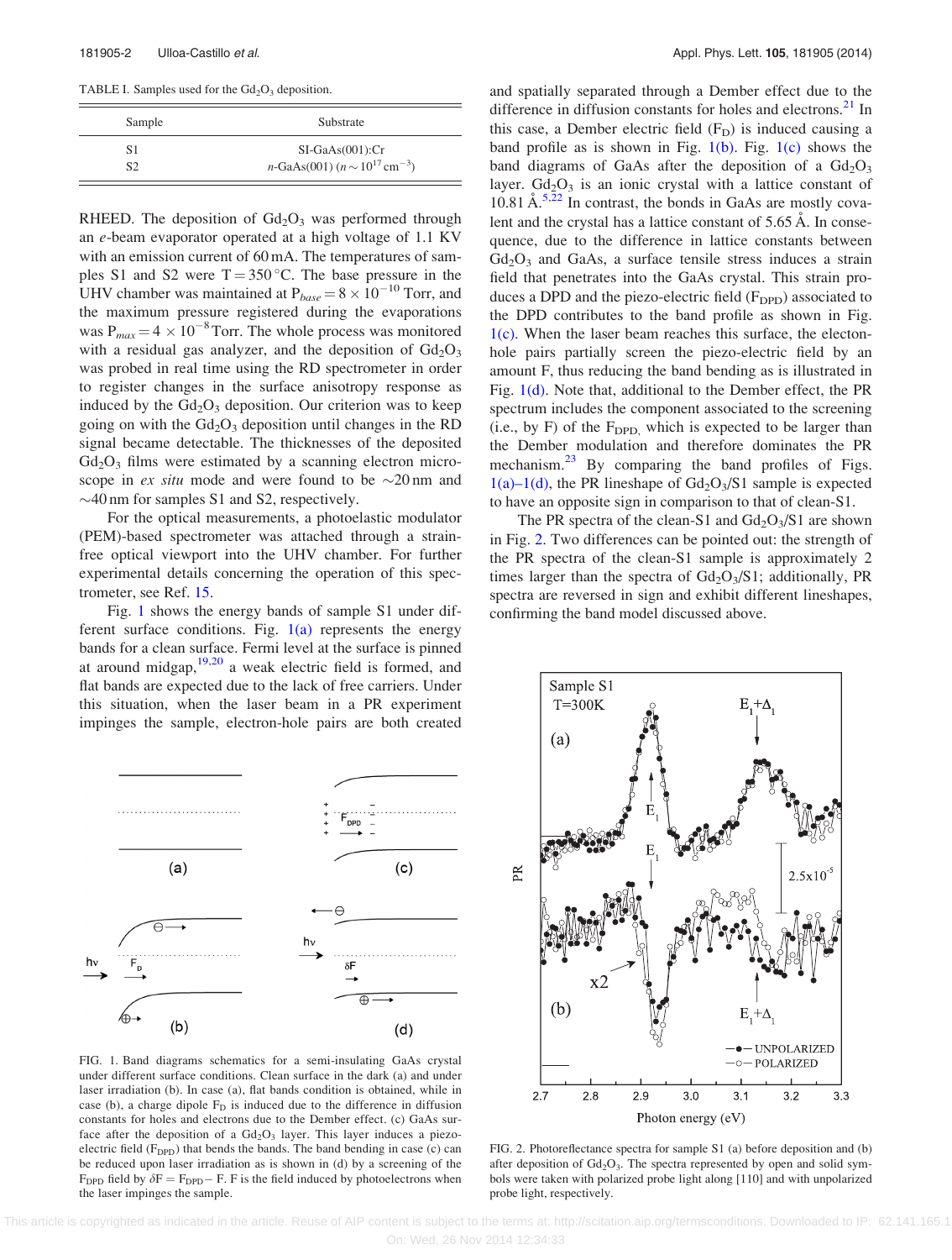TABLE I. Samples used for the $Gd_2O_3$ deposition.

| Sample | Substrate |
|---|---|
| S1 | SI-GaAs(001):Cr |
| S2 | *n*-GaAs(001) ($n \sim 10^{17}\,cm^{-3}$) |

RHEED. The deposition of $Gd_2O_3$ was performed through an *e*-beam evaporator operated at a high voltage of 1.1 KV with an emission current of 60 mA. The temperatures of samples S1 and S2 were T = 350 °C. The base pressure in the UHV chamber was maintained at $P_{base} = 8 \times 10^{-10}$ Torr, and the maximum pressure registered during the evaporations was $P_{max} = 4 \times 10^{-8}$ Torr. The whole process was monitored with a residual gas analyzer, and the deposition of $Gd_2O_3$ was probed in real time using the RD spectrometer in order to register changes in the surface anisotropy response as induced by the $Gd_2O_3$ deposition. Our criterion was to keep going on with the $Gd_2O_3$ deposition until changes in the RD signal became detectable. The thicknesses of the deposited $Gd_2O_3$ films were estimated by a scanning electron microscope in *ex situ* mode and were found to be ~20 nm and ~40 nm for samples S1 and S2, respectively.

For the optical measurements, a photoelastic modulator (PEM)-based spectrometer was attached through a strain-free optical viewport into the UHV chamber. For further experimental details concerning the operation of this spectrometer, see Ref. 15.

Fig. 1 shows the energy bands of sample S1 under different surface conditions. Fig. 1(a) represents the energy bands for a clean surface. Fermi level at the surface is pinned at around midgap,[19,20] a weak electric field is formed, and flat bands are expected due to the lack of free carriers. Under this situation, when the laser beam in a PR experiment impinges the sample, electron-hole pairs are both created and spatially separated through a Dember effect due to the difference in diffusion constants for holes and electrons.[21] In this case, a Dember electric field ($F_D$) is induced causing a band profile as is shown in Fig. 1(b). Fig. 1(c) shows the band diagrams of GaAs after the deposition of a $Gd_2O_3$ layer. $Gd_2O_3$ is an ionic crystal with a lattice constant of 10.81 Å.[5,22] In contrast, the bonds in GaAs are mostly covalent and the crystal has a lattice constant of 5.65 Å. In consequence, due to the difference in lattice constants between $Gd_2O_3$ and GaAs, a surface tensile stress induces a strain field that penetrates into the GaAs crystal. This strain produces a DPD and the piezo-electric field ($F_{DPD}$) associated to the DPD contributes to the band profile as shown in Fig. 1(c). When the laser beam reaches this surface, the electon-hole pairs partially screen the piezo-electric field by an amount F, thus reducing the band bending as is illustrated in Fig. 1(d). Note that, additional to the Dember effect, the PR spectrum includes the component associated to the screening (i.e., by F) of the $F_{DPD,}$ which is expected to be larger than the Dember modulation and therefore dominates the PR mechanism.[23] By comparing the band profiles of Figs. 1(a)–1(d), the PR lineshape of $Gd_2O_3$/S1 sample is expected to have an opposite sign in comparison to that of clean-S1.

The PR spectra of the clean-S1 and $Gd_2O_3$/S1 are shown in Fig. 2. Two differences can be pointed out: the strength of the PR spectra of the clean-S1 sample is approximately 2 times larger than the spectra of $Gd_2O_3$/S1; additionally, PR spectra are reversed in sign and exhibit different lineshapes, confirming the band model discussed above.

FIG. 1. Band diagrams schematics for a semi-insulating GaAs crystal under different surface conditions. Clean surface in the dark (a) and under laser irradiation (b). In case (a), flat bands condition is obtained, while in case (b), a charge dipole $F_D$ is induced due to the difference in diffusion constants for holes and electrons due to the Dember effect. (c) GaAs surface after the deposition of a $Gd_2O_3$ layer. This layer induces a piezo-electric field ($F_{DPD}$) that bends the bands. The band bending in case (c) can be reduced upon laser irradiation as is shown in (d) by a screening of the $F_{DPD}$ field by $\delta F = F_{DPD} - F$. F is the field induced by photoelectrons when the laser impinges the sample.

FIG. 2. Photoreflectance spectra for sample S1 (a) before deposition and (b) after deposition of $Gd_2O_3$. The spectra represented by open and solid symbols were taken with polarized probe light along [110] and with unpolarized probe light, respectively.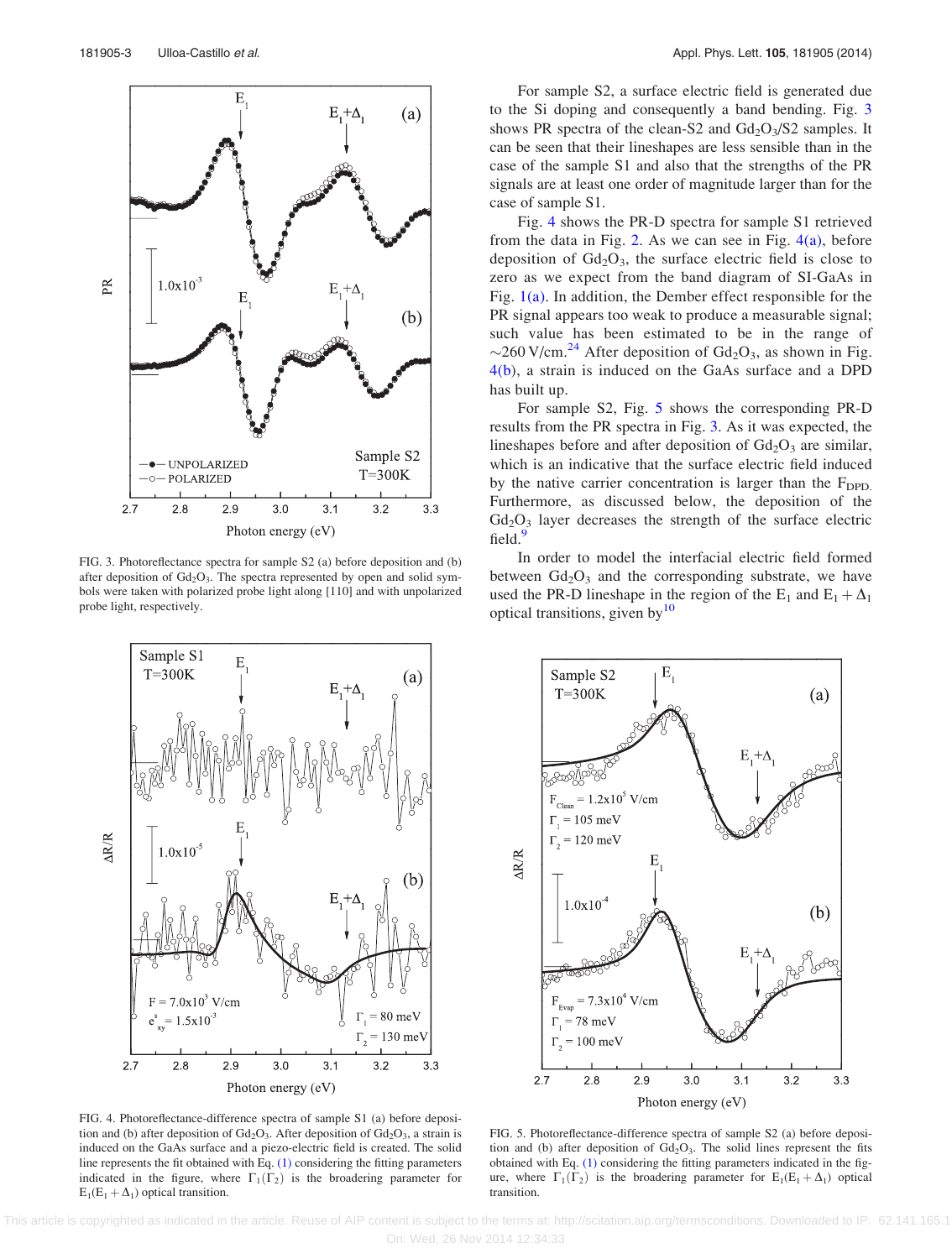FIG. 3. Photoreflectance spectra for sample S2 (a) before deposition and (b) after deposition of $Gd_2O_3$. The spectra represented by open and solid symbols were taken with polarized probe light along [110] and with unpolarized probe light, respectively.

For sample S2, a surface electric field is generated due to the Si doping and consequently a band bending. Fig. 3 shows PR spectra of the clean-S2 and $Gd_2O_3$/S2 samples. It can be seen that their lineshapes are less sensible than in the case of the sample S1 and also that the strengths of the PR signals are at least one order of magnitude larger than for the case of sample S1.

Fig. 4 shows the PR-D spectra for sample S1 retrieved from the data in Fig. 2. As we can see in Fig. 4(a), before deposition of $Gd_2O_3$, the surface electric field is close to zero as we expect from the band diagram of SI-GaAs in Fig. 1(a). In addition, the Dember effect responsible for the PR signal appears too weak to produce a measurable signal; such value has been estimated to be in the range of ~260 V/cm.[24] After deposition of $Gd_2O_3$, as shown in Fig. 4(b), a strain is induced on the GaAs surface and a DPD has built up.

For sample S2, Fig. 5 shows the corresponding PR-D results from the PR spectra in Fig. 3. As it was expected, the lineshapes before and after deposition of $Gd_2O_3$ are similar, which is an indicative that the surface electric field induced by the native carrier concentration is larger than the $F_{DPD.}$ Furthermore, as discussed below, the deposition of the $Gd_2O_3$ layer decreases the strength of the surface electric field.[9]

In order to model the interfacial electric field formed between $Gd_2O_3$ and the corresponding substrate, we have used the PR-D lineshape in the region of the $E_1$ and $E_1 + \Delta_1$ optical transitions, given by[10]

FIG. 4. Photoreflectance-difference spectra of sample S1 (a) before deposition and (b) after deposition of $Gd_2O_3$. After deposition of $Gd_2O_3$, a strain is induced on the GaAs surface and a piezo-electric field is created. The solid line represents the fit obtained with Eq. (1) considering the fitting parameters indicated in the figure, where $\Gamma_1(\Gamma_2)$ is the broadening parameter for $E_1(E_1 + \Delta_1)$ optical transition.

FIG. 5. Photoreflectance-difference spectra of sample S2 (a) before deposition and (b) after deposition of $Gd_2O_3$. The solid lines represent the fits obtained with Eq. (1) considering the fitting parameters indicated in the figure, where $\Gamma_1(\Gamma_2)$ is the broadening parameter for $E_1(E_1 + \Delta_1)$ optical transition.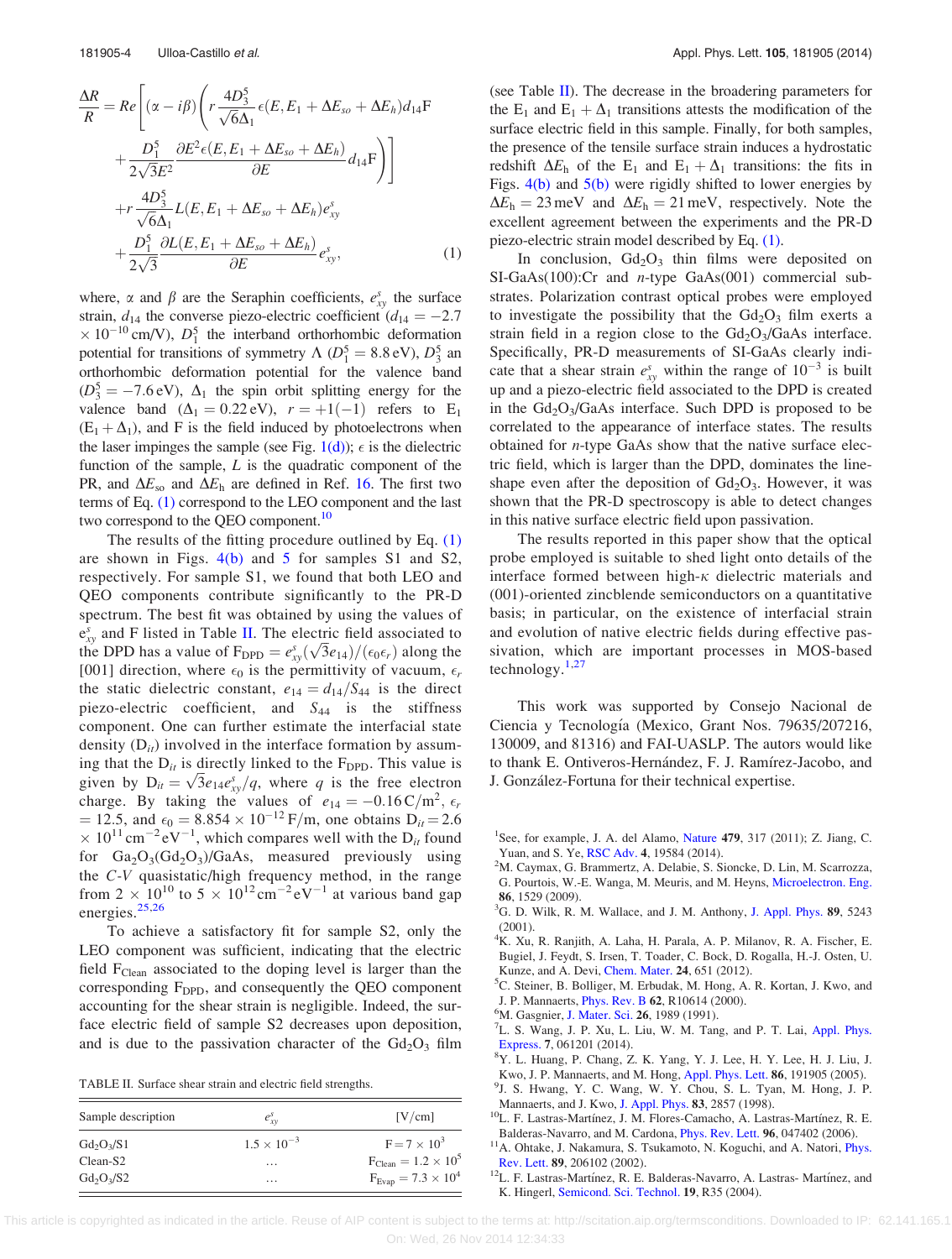$$\frac{\Delta R}{R} = Re\left[(\alpha - i\beta)\left(r\frac{4D_3^5}{\sqrt{6}\Delta_1}\epsilon(E, E_1 + \Delta E_{so} + \Delta E_h)d_{14}\mathrm{F} + \frac{D_1^5}{2\sqrt{3}E^2}\frac{\partial E^2\epsilon(E, E_1 + \Delta E_{so} + \Delta E_h)}{\partial E}d_{14}\mathrm{F}\right)\right] + r\frac{4D_3^5}{\sqrt{6}\Delta_1}L(E, E_1 + \Delta E_{so} + \Delta E_h)e_{xy}^s + \frac{D_1^5}{2\sqrt{3}}\frac{\partial L(E, E_1 + \Delta E_{so} + \Delta E_h)}{\partial E}e_{xy}^s, \quad (1)$$

where, $\alpha$ and $\beta$ are the Seraphin coefficients, $e_{xy}^s$ the surface strain, $d_{14}$ the converse piezo-electric coefficient ($d_{14} = -2.7 \times 10^{-10}$ cm/V), $D_1^5$ the interband orthorhombic deformation potential for transitions of symmetry $\Lambda$ ($D_1^5 = 8.8$ eV), $D_3^5$ an orthorhombic deformation potential for the valence band ($D_3^5 = -7.6$ eV), $\Delta_1$ the spin orbit splitting energy for the valence band ($\Delta_1 = 0.22$ eV), $r = +1(-1)$ refers to $E_1$ ($E_1 + \Delta_1$), and F is the field induced by photoelectrons when the laser impinges the sample (see Fig. 1(d)); $\epsilon$ is the dielectric function of the sample, $L$ is the quadratic component of the PR, and $\Delta E_{so}$ and $\Delta E_h$ are defined in Ref. 16. The first two terms of Eq. (1) correspond to the LEO component and the last two correspond to the QEO component.[10]

The results of the fitting procedure outlined by Eq. (1) are shown in Figs. 4(b) and 5 for samples S1 and S2, respectively. For sample S1, we found that both LEO and QEO components contribute significantly to the PR-D spectrum. The best fit was obtained by using the values of $e_{xy}^s$ and F listed in Table II. The electric field associated to the DPD has a value of $\mathrm{F_{DPD}} = e_{xy}^s(\sqrt{3}e_{14})/(\epsilon_0\epsilon_r)$ along the [001] direction, where $\epsilon_0$ is the permittivity of vacuum, $\epsilon_r$ the static dielectric constant, $e_{14} = d_{14}/S_{44}$ is the direct piezo-electric coefficient, and $S_{44}$ is the stiffness component. One can further estimate the interfacial state density ($D_{it}$) involved in the interface formation by assuming that the $D_{it}$ is directly linked to the $\mathrm{F_{DPD}}$. This value is given by $D_{it} = \sqrt{3}e_{14}e_{xy}^s/q$, where $q$ is the free electron charge. By taking the values of $e_{14} = -0.16\,\mathrm{C/m^2}$, $\epsilon_r = 12.5$, and $\epsilon_0 = 8.854 \times 10^{-12}$ F/m, one obtains $D_{it} = 2.6 \times 10^{11}\,\mathrm{cm^{-2}eV^{-1}}$, which compares well with the $D_{it}$ found for $Ga_2O_3(Gd_2O_3)$/GaAs, measured previously using the $C$-$V$ quasistatic/high frequency method, in the range from $2 \times 10^{10}$ to $5 \times 10^{12}\,\mathrm{cm^{-2}eV^{-1}}$ at various band gap energies.[25,26]

To achieve a satisfactory fit for sample S2, only the LEO component was sufficient, indicating that the electric field $\mathrm{F_{Clean}}$ associated to the doping level is larger than the corresponding $\mathrm{F_{DPD}}$, and consequently the QEO component accounting for the shear strain is negligible. Indeed, the surface electric field of sample S2 decreases upon deposition, and is due to the passivation character of the $Gd_2O_3$ film (see Table II). The decrease in the broadening parameters for the $E_1$ and $E_1 + \Delta_1$ transitions attests the modification of the surface electric field in this sample. Finally, for both samples, the presence of the tensile surface strain induces a hydrostatic redshift $\Delta E_h$ of the $E_1$ and $E_1 + \Delta_1$ transitions: the fits in Figs. 4(b) and 5(b) were rigidly shifted to lower energies by $\Delta E_h = 23$ meV and $\Delta E_h = 21$ meV, respectively. Note the excellent agreement between the experiments and the PR-D piezo-electric strain model described by Eq. (1).

TABLE II. Surface shear strain and electric field strengths.

| Sample description | $e_{xy}^s$ | [V/cm] |
|---|---|---|
| $Gd_2O_3$/S1 | $1.5 \times 10^{-3}$ | $\mathrm{F} = 7 \times 10^3$ |
| Clean-S2 | … | $\mathrm{F_{Clean}} = 1.2 \times 10^5$ |
| $Gd_2O_3$/S2 | … | $\mathrm{F_{Evap}} = 7.3 \times 10^4$ |

In conclusion, $Gd_2O_3$ thin films were deposited on SI-GaAs(100):Cr and $n$-type GaAs(001) commercial substrates. Polarization contrast optical probes were employed to investigate the possibility that the $Gd_2O_3$ film exerts a strain field in a region close to the $Gd_2O_3$/GaAs interface. Specifically, PR-D measurements of SI-GaAs clearly indicate that a shear strain $e_{xy}^s$ within the range of $10^{-3}$ is built up and a piezo-electric field associated to the DPD is created in the $Gd_2O_3$/GaAs interface. Such DPD is proposed to be correlated to the appearance of interface states. The results obtained for $n$-type GaAs show that the native surface electric field, which is larger than the DPD, dominates the lineshape even after the deposition of $Gd_2O_3$. However, it was shown that the PR-D spectroscopy is able to detect changes in this native surface electric field upon passivation.

The results reported in this paper show that the optical probe employed is suitable to shed light onto details of the interface formed between high-$\kappa$ dielectric materials and (001)-oriented zincblende semiconductors on a quantitative basis; in particular, on the existence of interfacial strain and evolution of native electric fields during effective passivation, which are important processes in MOS-based technology.[1,27]

This work was supported by Consejo Nacional de Ciencia y Tecnología (Mexico, Grant Nos. 79635/207216, 130009, and 81316) and FAI-UASLP. The autors would like to thank E. Ontiveros-Hernández, F. J. Ramírez-Jacobo, and J. González-Fortuna for their technical expertise.

[1] See, for example, J. A. del Alamo, Nature **479**, 317 (2011); Z. Jiang, C. Yuan, and S. Ye, RSC Adv. **4**, 19584 (2014).

[2] M. Caymax, G. Brammertz, A. Delabie, S. Sioncke, D. Lin, M. Scarrozza, G. Pourtois, W.-E. Wanga, M. Meuris, and M. Heyns, Microelectron. Eng. **86**, 1529 (2009).

[3] G. D. Wilk, R. M. Wallace, and J. M. Anthony, J. Appl. Phys. **89**, 5243 (2001).

[4] K. Xu, R. Ranjith, A. Laha, H. Parala, A. P. Milanov, R. A. Fischer, E. Bugiel, J. Feydt, S. Irsen, T. Toader, C. Bock, D. Rogalla, H.-J. Osten, U. Kunze, and A. Devi, Chem. Mater. **24**, 651 (2012).

[5] C. Steiner, B. Bolliger, M. Erbudak, M. Hong, A. R. Kortan, J. Kwo, and J. P. Mannaerts, Phys. Rev. B **62**, R10614 (2000).

[6] M. Gasgnier, J. Mater. Sci. **26**, 1989 (1991).

[7] L. S. Wang, J. P. Xu, L. Liu, W. M. Tang, and P. T. Lai, Appl. Phys. Express. **7**, 061201 (2014).

[8] Y. L. Huang, P. Chang, Z. K. Yang, Y. J. Lee, H. Y. Lee, H. J. Liu, J. Kwo, J. P. Mannaerts, and M. Hong, Appl. Phys. Lett. **86**, 191905 (2005).

[9] J. S. Hwang, Y. C. Wang, W. Y. Chou, S. L. Tyan, M. Hong, J. P. Mannaerts, and J. Kwo, J. Appl. Phys. **83**, 2857 (1998).

[10] L. F. Lastras-Martínez, J. M. Flores-Camacho, A. Lastras-Martínez, R. E. Balderas-Navarro, and M. Cardona, Phys. Rev. Lett. **96**, 047402 (2006).

[11] A. Ohtake, J. Nakamura, S. Tsukamoto, N. Koguchi, and A. Natori, Phys. Rev. Lett. **89**, 206102 (2002).

[12] L. F. Lastras-Martínez, R. E. Balderas-Navarro, A. Lastras- Martínez, and K. Hingerl, Semicond. Sci. Technol. **19**, R35 (2004).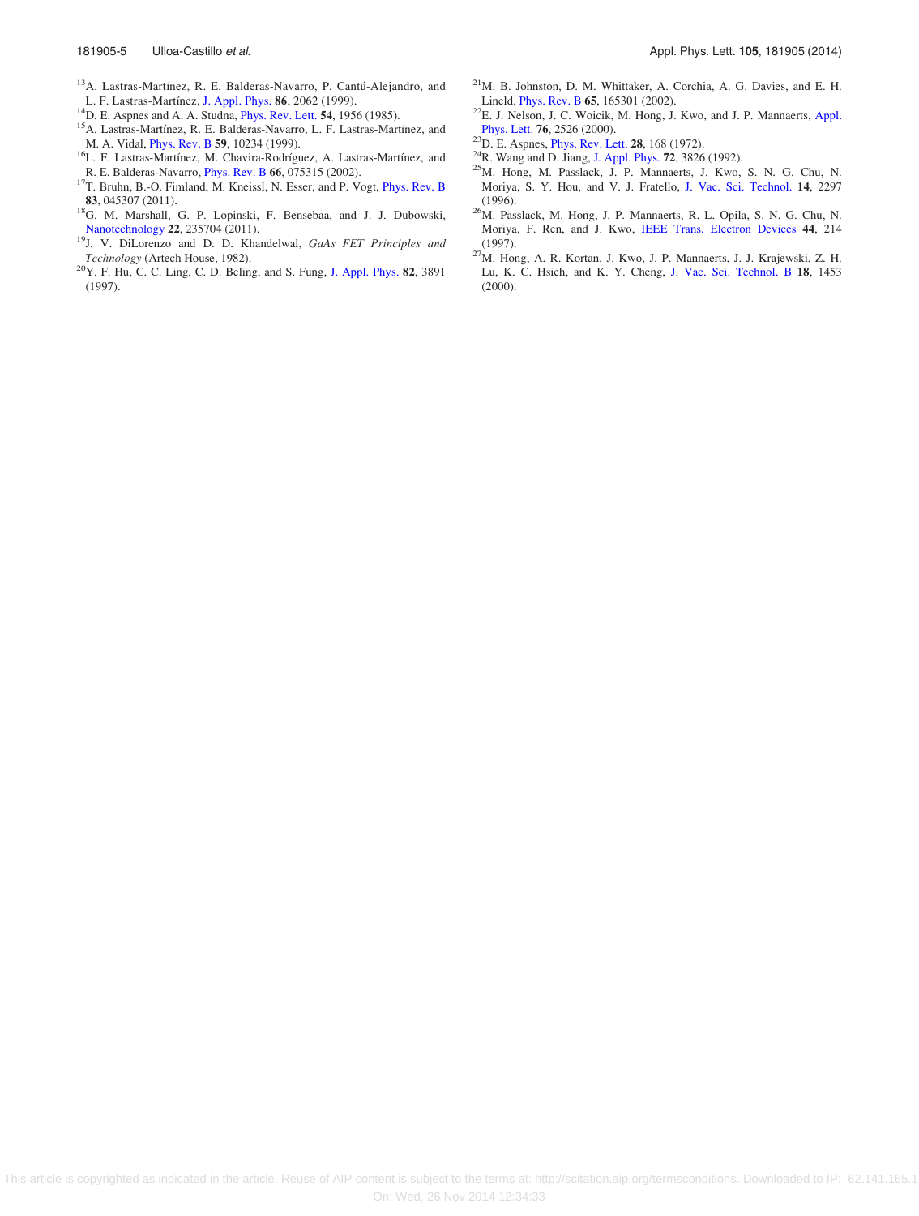[13] A. Lastras-Martínez, R. E. Balderas-Navarro, P. Cantú-Alejandro, and L. F. Lastras-Martínez, J. Appl. Phys. **86**, 2062 (1999).

[14] D. E. Aspnes and A. A. Studna, Phys. Rev. Lett. **54**, 1956 (1985).

[15] A. Lastras-Martínez, R. E. Balderas-Navarro, L. F. Lastras-Martínez, and M. A. Vidal, Phys. Rev. B **59**, 10234 (1999).

[16] L. F. Lastras-Martínez, M. Chavira-Rodríguez, A. Lastras-Martínez, and R. E. Balderas-Navarro, Phys. Rev. B **66**, 075315 (2002).

[17] T. Bruhn, B.-O. Fimland, M. Kneissl, N. Esser, and P. Vogt, Phys. Rev. B **83**, 045307 (2011).

[18] G. M. Marshall, G. P. Lopinski, F. Bensebaa, and J. J. Dubowski, Nanotechnology **22**, 235704 (2011).

[19] J. V. DiLorenzo and D. D. Khandelwal, *GaAs FET Principles and Technology* (Artech House, 1982).

[20] Y. F. Hu, C. C. Ling, C. D. Beling, and S. Fung, J. Appl. Phys. **82**, 3891 (1997).

[21] M. B. Johnston, D. M. Whittaker, A. Corchia, A. G. Davies, and E. H. Lineld, Phys. Rev. B **65**, 165301 (2002).

[22] E. J. Nelson, J. C. Woicik, M. Hong, J. Kwo, and J. P. Mannaerts, Appl. Phys. Lett. **76**, 2526 (2000).

[23] D. E. Aspnes, Phys. Rev. Lett. **28**, 168 (1972).

[24] R. Wang and D. Jiang, J. Appl. Phys. **72**, 3826 (1992).

[25] M. Hong, M. Passlack, J. P. Mannaerts, J. Kwo, S. N. G. Chu, N. Moriya, S. Y. Hou, and V. J. Fratello, J. Vac. Sci. Technol. **14**, 2297 (1996).

[26] M. Passlack, M. Hong, J. P. Mannaerts, R. L. Opila, S. N. G. Chu, N. Moriya, F. Ren, and J. Kwo, IEEE Trans. Electron Devices **44**, 214 (1997).

[27] M. Hong, A. R. Kortan, J. Kwo, J. P. Mannaerts, J. J. Krajewski, Z. H. Lu, K. C. Hsieh, and K. Y. Cheng, J. Vac. Sci. Technol. B **18**, 1453 (2000).